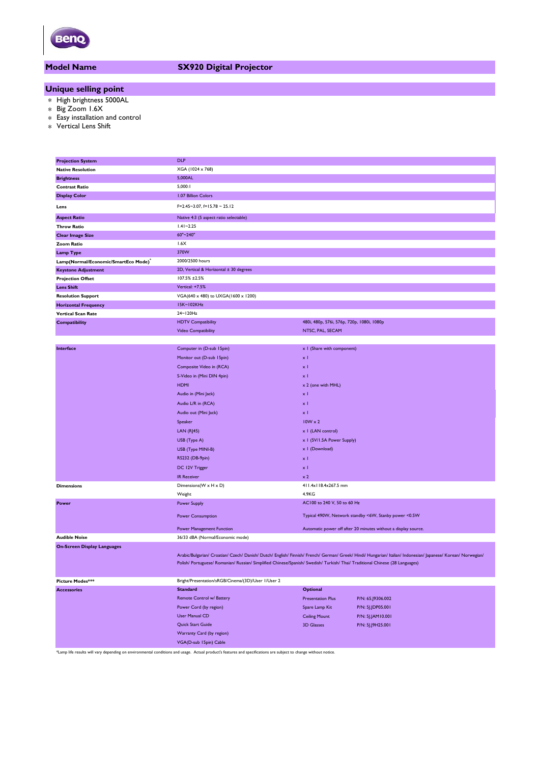| **Model Name** | **SX920 Digital Projector** |
|---|---|

## Unique selling point

- High brightness 5000AL
- Big Zoom 1.6X
- Easy installation and control
- Vertical Lens Shift

| | | |
|---|---|---|
| **Projection System** | DLP | |
| **Native Resolution** | XGA (1024 x 768) | |
| **Brightness** | 5,000AL | |
| **Contrast Ratio** | 5,000:1 | |
| **Display Color** | 1.07 Billion Colors | |
| **Lens** | F=2.45~3.07, f=15.78 ~ 25.12 | |
| **Aspect Ratio** | Native 4:3 (5 aspect ratio selectable) | |
| **Throw Ratio** | 1.41~2.25 | |
| **Clear Image Size** | 60"~240" | |
| **Zoom Ratio** | 1.6X | |
| **Lamp Type** | 370W | |
| **Lamp(Normal/Economic/SmartEco Mode)*** | 2000/2500 hours | |
| **Keystone Adjustment** | 2D, Vertical & Horizontal ± 30 degrees | |
| **Projection Offset** | 107.5% ±2.5% | |
| **Lens Shift** | Vertical: +7.5% | |
| **Resolution Support** | VGA(640 x 480) to UXGA(1600 x 1200) | |
| **Horizontal Frequency** | 15K~102KHz | |
| **Vertical Scan Rate** | 24~120Hz | |
| **Compatibility** | HDTV Compatibility | 480i, 480p, 576i, 576p, 720p, 1080i, 1080p |
| | Video Compatibility | NTSC, PAL, SECAM |
| **Interface** | Computer in (D-sub 15pin) | x 1 (Share with component) |
| | Monitor out (D-sub 15pin) | x 1 |
| | Composite Video in (RCA) | x 1 |
| | S-Video in (Mini DIN 4pin) | x 1 |
| | HDMI | x 2 (one with MHL) |
| | Audio in (Mini Jack) | x 1 |
| | Audio L/R in (RCA) | x 1 |
| | Audio out (Mini Jack) | x 1 |
| | Speaker | 10W x 2 |
| | LAN (RJ45) | x 1 (LAN control) |
| | USB (Type A) | x 1 (5V/1.5A Power Supply) |
| | USB (Type MINI-B) | x 1 (Download) |
| | RS232 (DB-9pin) | x 1 |
| | DC 12V Trigger | x 1 |
| | IR Receiver | x 2 |
| **Dimensions** | Dimensions(W x H x D) | 411.4x118.4x267.5 mm |
| | Weight | 4.9KG |
| **Power** | Power Supply | AC100 to 240 V, 50 to 60 Hz |
| | Power Consumption | Typical 490W, Network standby <6W, Stanby power <0.5W |
| | Power Management Function | Automatic power off after 20 minutes without a display source. |
| **Audible Noise** | 36/33 dBA (Normal/Economic mode) | |
| **On-Screen Display Languages** | Arabic/Bulgarian/ Croatian/ Czech/ Danish/ Dutch/ English/ Finnish/ French/ German/ Greek/ Hindi/ Hungarian/ Italian/ Indonesian/ Japanese/ Korean/ Norwegian/ Polish/ Portuguese/ Romanian/ Russian/ Simplified Chinese/Spanish/ Swedish/ Turkish/ Thai/ Traditional Chinese (28 Languages) | |
| **Picture Modes*** | Bright/Presentation/sRGB/Cinema/(3D)/User 1/User 2 | |

| **Accessories** | **Standard** | **Optional** | |
|---|---|---|---|
| | Remote Control w/ Battery | Presentation Plus | P/N: 65.J9306.002 |
| | Power Cord (by region) | Spare Lamp Kit | P/N: 5J.JDP05.001 |
| | User Manual CD | Ceiling Mount | P/N: 5J.JAM10.001 |
| | Quick Start Guide | 3D Glasses | P/N: 5J.J9H25.001 |
| | Warranty Card (by region) | | |
| | VGA(D-sub 15pin) Cable | | |

*Lamp life results will vary depending on environmental conditions and usage. Actual product's features and specifications are subject to change without notice.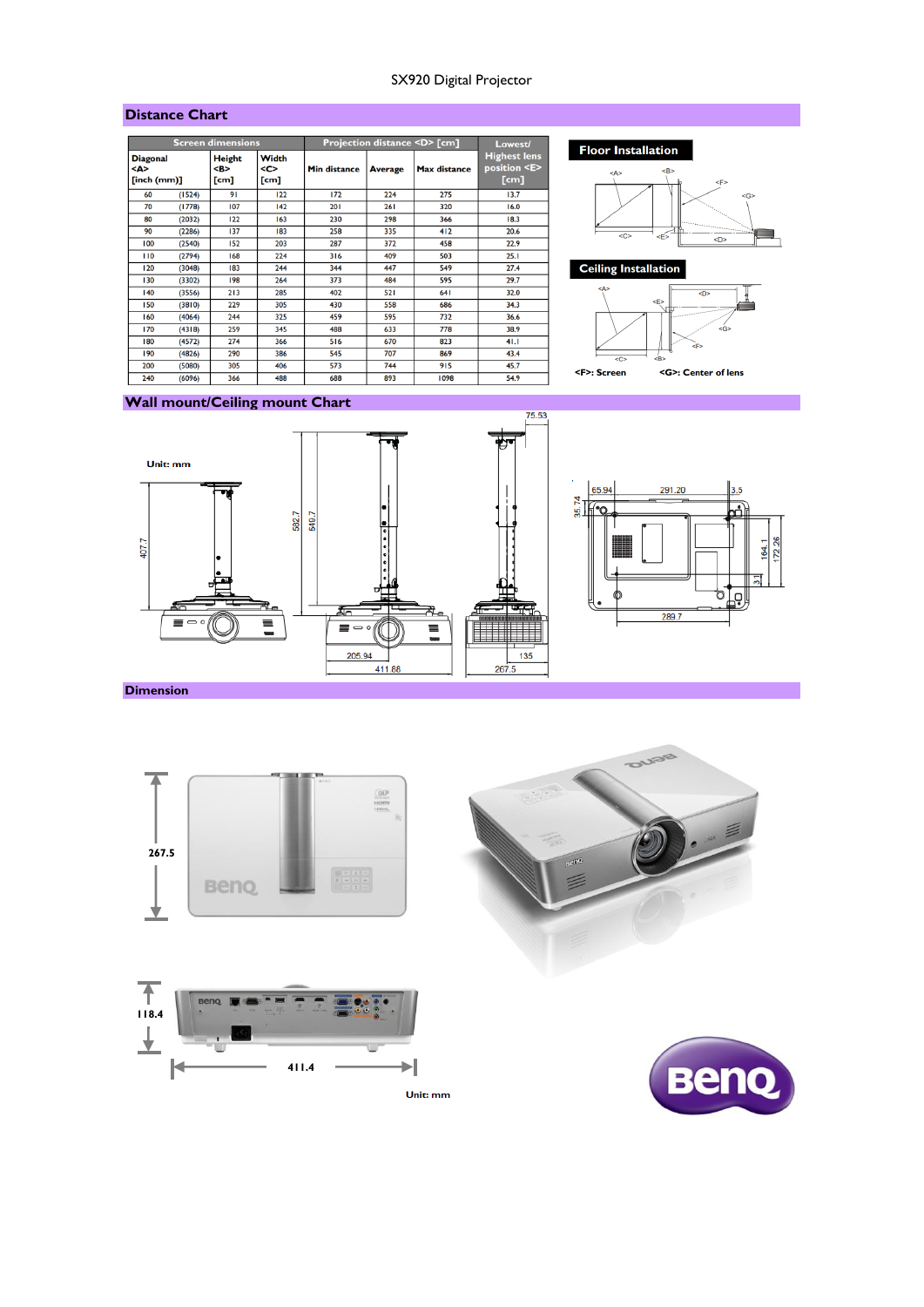SX920 Digital Projector

## Distance Chart

| Screen dimensions | | | | Projection distance <D> [cm] | | | Lowest/ Highest lens position <E> [cm] |
|---|---|---|---|---|---|---|---|
| Diagonal <A> [inch (mm)] | | Height <B> [cm] | Width <C> [cm] | Min distance | Average | Max distance | |
| 60 | (1524) | 91 | 122 | 172 | 224 | 275 | 13.7 |
| 70 | (1778) | 107 | 142 | 201 | 261 | 320 | 16.0 |
| 80 | (2032) | 122 | 163 | 230 | 298 | 366 | 18.3 |
| 90 | (2286) | 137 | 183 | 258 | 335 | 412 | 20.6 |
| 100 | (2540) | 152 | 203 | 287 | 372 | 458 | 22.9 |
| 110 | (2794) | 168 | 224 | 316 | 409 | 503 | 25.1 |
| 120 | (3048) | 183 | 244 | 344 | 447 | 549 | 27.4 |
| 130 | (3302) | 198 | 264 | 373 | 484 | 595 | 29.7 |
| 140 | (3556) | 213 | 285 | 402 | 521 | 641 | 32.0 |
| 150 | (3810) | 229 | 305 | 430 | 558 | 686 | 34.3 |
| 160 | (4064) | 244 | 325 | 459 | 595 | 732 | 36.6 |
| 170 | (4318) | 259 | 345 | 488 | 633 | 778 | 38.9 |
| 180 | (4572) | 274 | 366 | 516 | 670 | 823 | 41.1 |
| 190 | (4826) | 290 | 386 | 545 | 707 | 869 | 43.4 |
| 200 | (5080) | 305 | 406 | 573 | 744 | 915 | 45.7 |
| 240 | (6096) | 366 | 488 | 688 | 893 | 1098 | 54.9 |

**Floor Installation**

<A> <B> <F> <G> <C> <E> <D>

**Ceiling Installation**

<A> <D> <E> <G> <F> <C> <B>

<F>: Screen <G>: Center of lens

## Wall mount/Ceiling mount Chart

Unit: mm

407.7

582.7

549.7

75.53

205.94

411.88

135

267.5

65.94 291.20 3.5

35.74

164.1

172.26

3.1

289.7

## Dimension

267.5

118.4

411.4

Unit: mm